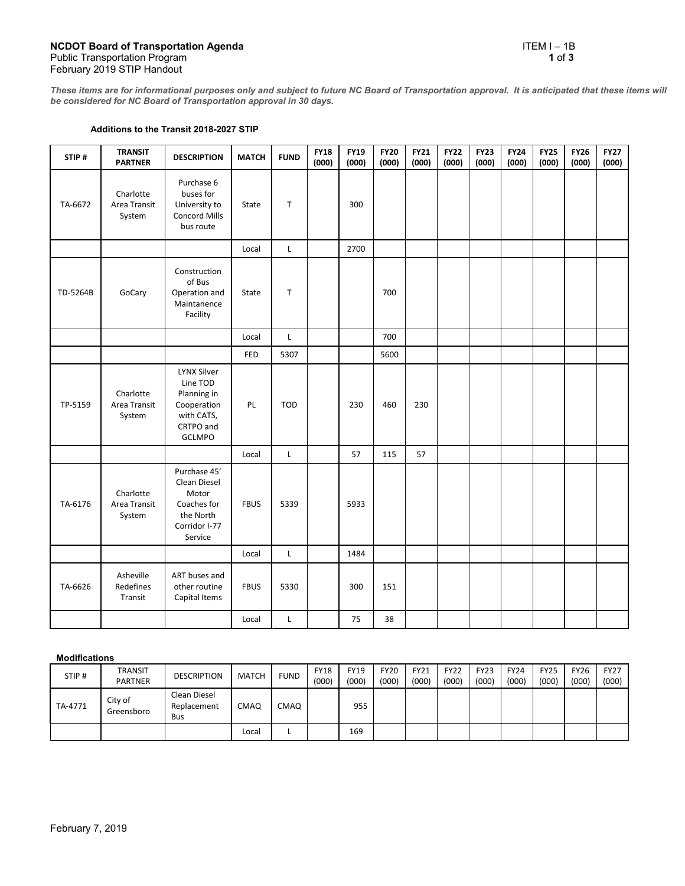**NCDOT Board of Transportation Agenda**
Public Transportation Program
February 2019 STIP Handout

ITEM I – 1B

***These items are for informational purposes only and subject to future NC Board of Transportation approval. It is anticipated that these items will be considered for NC Board of Transportation approval in 30 days.***

**Additions to the Transit 2018-2027 STIP**

| STIP # | TRANSIT PARTNER | DESCRIPTION | MATCH | FUND | FY18 (000) | FY19 (000) | FY20 (000) | FY21 (000) | FY22 (000) | FY23 (000) | FY24 (000) | FY25 (000) | FY26 (000) | FY27 (000) |
|---|---|---|---|---|---|---|---|---|---|---|---|---|---|---|
| TA-6672 | Charlotte Area Transit System | Purchase 6 buses for University to Concord Mills bus route | State | T | | 300 | | | | | | | | |
| | | | Local | L | | 2700 | | | | | | | | |
| TD-5264B | GoCary | Construction of Bus Operation and Maintanence Facility | State | T | | | 700 | | | | | | | |
| | | | Local | L | | | 700 | | | | | | | |
| | | | FED | 5307 | | | 5600 | | | | | | | |
| TP-5159 | Charlotte Area Transit System | LYNX Silver Line TOD Planning in Cooperation with CATS, CRTPO and GCLMPO | PL | TOD | | 230 | 460 | 230 | | | | | | |
| | | | Local | L | | 57 | 115 | 57 | | | | | | |
| TA-6176 | Charlotte Area Transit System | Purchase 45' Clean Diesel Motor Coaches for the North Corridor I-77 Service | FBUS | 5339 | | 5933 | | | | | | | | |
| | | | Local | L | | 1484 | | | | | | | | |
| TA-6626 | Asheville Redefines Transit | ART buses and other routine Capital Items | FBUS | 5330 | | 300 | 151 | | | | | | | |
| | | | Local | L | | 75 | 38 | | | | | | | |

**Modifications**

| STIP # | TRANSIT PARTNER | DESCRIPTION | MATCH | FUND | FY18 (000) | FY19 (000) | FY20 (000) | FY21 (000) | FY22 (000) | FY23 (000) | FY24 (000) | FY25 (000) | FY26 (000) | FY27 (000) |
|---|---|---|---|---|---|---|---|---|---|---|---|---|---|---|
| TA-4771 | City of Greensboro | Clean Diesel Replacement Bus | CMAQ | CMAQ | | 955 | | | | | | | | |
| | | | Local | L | | 169 | | | | | | | | |

February 7, 2019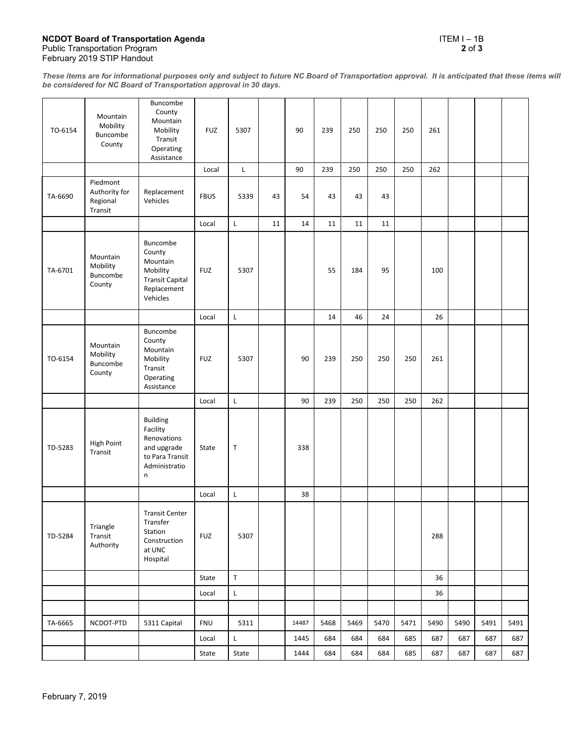**NCDOT Board of Transportation Agenda**
Public Transportation Program
February 2019 STIP Handout

ITEM I – 1B

***These items are for informational purposes only and subject to future NC Board of Transportation approval. It is anticipated that these items will be considered for NC Board of Transportation approval in 30 days.***

| | | | | | | | | | | | | | | |
|---|---|---|---|---|---|---|---|---|---|---|---|---|---|---|
| TO-6154 | Mountain Mobility Buncombe County | Buncombe County Mountain Mobility Transit Operating Assistance | FUZ | 5307 | | 90 | 239 | 250 | 250 | 250 | 261 | | | |
| | | | Local | L | | 90 | 239 | 250 | 250 | 250 | 262 | | | |
| TA-6690 | Piedmont Authority for Regional Transit | Replacement Vehicles | FBUS | 5339 | 43 | 54 | 43 | 43 | 43 | | | | | |
| | | | Local | L | 11 | 14 | 11 | 11 | 11 | | | | | |
| TA-6701 | Mountain Mobility Buncombe County | Buncombe County Mountain Mobility Transit Capital Replacement Vehicles | FUZ | 5307 | | | 55 | 184 | 95 | | 100 | | | |
| | | | Local | L | | | 14 | 46 | 24 | | 26 | | | |
| TO-6154 | Mountain Mobility Buncombe County | Buncombe County Mountain Mobility Transit Operating Assistance | FUZ | 5307 | | 90 | 239 | 250 | 250 | 250 | 261 | | | |
| | | | Local | L | | 90 | 239 | 250 | 250 | 250 | 262 | | | |
| TD-5283 | High Point Transit | Building Facility Renovations and upgrade to Para Transit Administration | State | T | | 338 | | | | | | | | |
| | | | Local | L | | 38 | | | | | | | | |
| TD-5284 | Triangle Transit Authority | Transit Center Transfer Station Construction at UNC Hospital | FUZ | 5307 | | | | | | | 288 | | | |
| | | | State | T | | | | | | | 36 | | | |
| | | | Local | L | | | | | | | 36 | | | |
| | | | | | | | | | | | | | | |
| TA-6665 | NCDOT-PTD | 5311 Capital | FNU | 5311 | | 14487 | 5468 | 5469 | 5470 | 5471 | 5490 | 5490 | 5491 | 5491 |
| | | | Local | L | | 1445 | 684 | 684 | 684 | 685 | 687 | 687 | 687 | 687 |
| | | | State | State | | 1444 | 684 | 684 | 684 | 685 | 687 | 687 | 687 | 687 |

February 7, 2019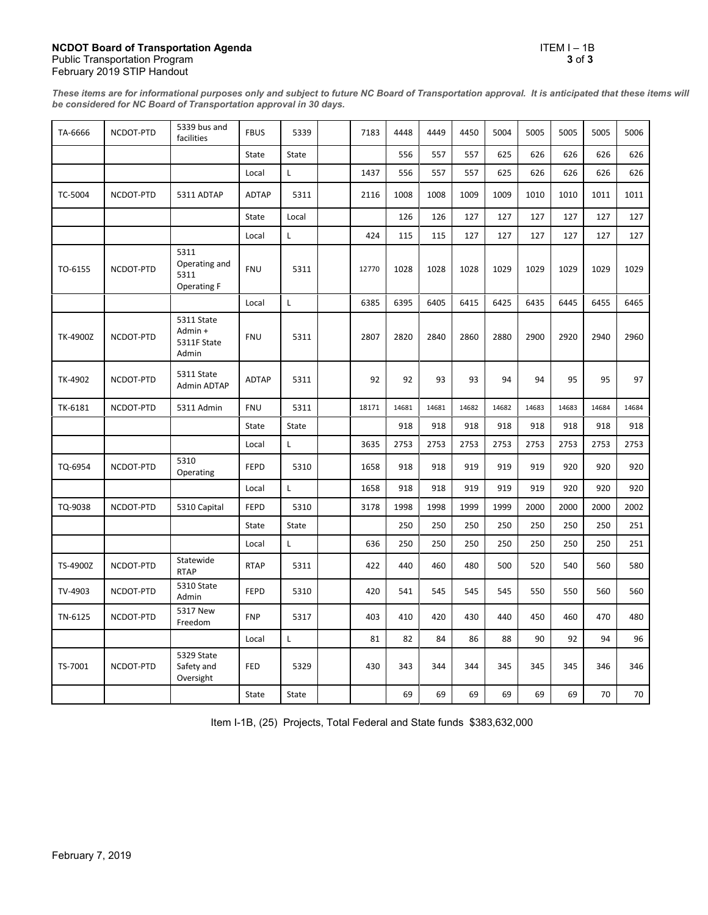**NCDOT Board of Transportation Agenda** ITEM I – 1B
Public Transportation Program
February 2019 STIP Handout

***These items are for informational purposes only and subject to future NC Board of Transportation approval. It is anticipated that these items will be considered for NC Board of Transportation approval in 30 days.***

| | | | | | | | | | | | | | | |
|---|---|---|---|---|---|---|---|---|---|---|---|---|---|---|
| TA-6666 | NCDOT-PTD | 5339 bus and facilities | FBUS | 5339 | | 7183 | 4448 | 4449 | 4450 | 5004 | 5005 | 5005 | 5005 | 5006 |
| | | | State | State | | | 556 | 557 | 557 | 625 | 626 | 626 | 626 | 626 |
| | | | Local | L | | 1437 | 556 | 557 | 557 | 625 | 626 | 626 | 626 | 626 |
| TC-5004 | NCDOT-PTD | 5311 ADTAP | ADTAP | 5311 | | 2116 | 1008 | 1008 | 1009 | 1009 | 1010 | 1010 | 1011 | 1011 |
| | | | State | Local | | | 126 | 126 | 127 | 127 | 127 | 127 | 127 | 127 |
| | | | Local | L | | 424 | 115 | 115 | 127 | 127 | 127 | 127 | 127 | 127 |
| TO-6155 | NCDOT-PTD | 5311 Operating and 5311 Operating F | FNU | 5311 | | 12770 | 1028 | 1028 | 1028 | 1029 | 1029 | 1029 | 1029 | 1029 |
| | | | Local | L | | 6385 | 6395 | 6405 | 6415 | 6425 | 6435 | 6445 | 6455 | 6465 |
| TK-4900Z | NCDOT-PTD | 5311 State Admin + 5311F State Admin | FNU | 5311 | | 2807 | 2820 | 2840 | 2860 | 2880 | 2900 | 2920 | 2940 | 2960 |
| TK-4902 | NCDOT-PTD | 5311 State Admin ADTAP | ADTAP | 5311 | | 92 | 92 | 93 | 93 | 94 | 94 | 95 | 95 | 97 |
| TK-6181 | NCDOT-PTD | 5311 Admin | FNU | 5311 | | 18171 | 14681 | 14681 | 14682 | 14682 | 14683 | 14683 | 14684 | 14684 |
| | | | State | State | | | 918 | 918 | 918 | 918 | 918 | 918 | 918 | 918 |
| | | | Local | L | | 3635 | 2753 | 2753 | 2753 | 2753 | 2753 | 2753 | 2753 | 2753 |
| TQ-6954 | NCDOT-PTD | 5310 Operating | FEPD | 5310 | | 1658 | 918 | 918 | 919 | 919 | 919 | 920 | 920 | 920 |
| | | | Local | L | | 1658 | 918 | 918 | 919 | 919 | 919 | 920 | 920 | 920 |
| TQ-9038 | NCDOT-PTD | 5310 Capital | FEPD | 5310 | | 3178 | 1998 | 1998 | 1999 | 1999 | 2000 | 2000 | 2000 | 2002 |
| | | | State | State | | | 250 | 250 | 250 | 250 | 250 | 250 | 250 | 251 |
| | | | Local | L | | 636 | 250 | 250 | 250 | 250 | 250 | 250 | 250 | 251 |
| TS-4900Z | NCDOT-PTD | Statewide RTAP | RTAP | 5311 | | 422 | 440 | 460 | 480 | 500 | 520 | 540 | 560 | 580 |
| TV-4903 | NCDOT-PTD | 5310 State Admin | FEPD | 5310 | | 420 | 541 | 545 | 545 | 545 | 550 | 550 | 560 | 560 |
| TN-6125 | NCDOT-PTD | 5317 New Freedom | FNP | 5317 | | 403 | 410 | 420 | 430 | 440 | 450 | 460 | 470 | 480 |
| | | | Local | L | | 81 | 82 | 84 | 86 | 88 | 90 | 92 | 94 | 96 |
| TS-7001 | NCDOT-PTD | 5329 State Safety and Oversight | FED | 5329 | | 430 | 343 | 344 | 344 | 345 | 345 | 345 | 346 | 346 |
| | | | State | State | | | 69 | 69 | 69 | 69 | 69 | 69 | 70 | 70 |

Item I-1B, (25) Projects, Total Federal and State funds $383,632,000

February 7, 2019